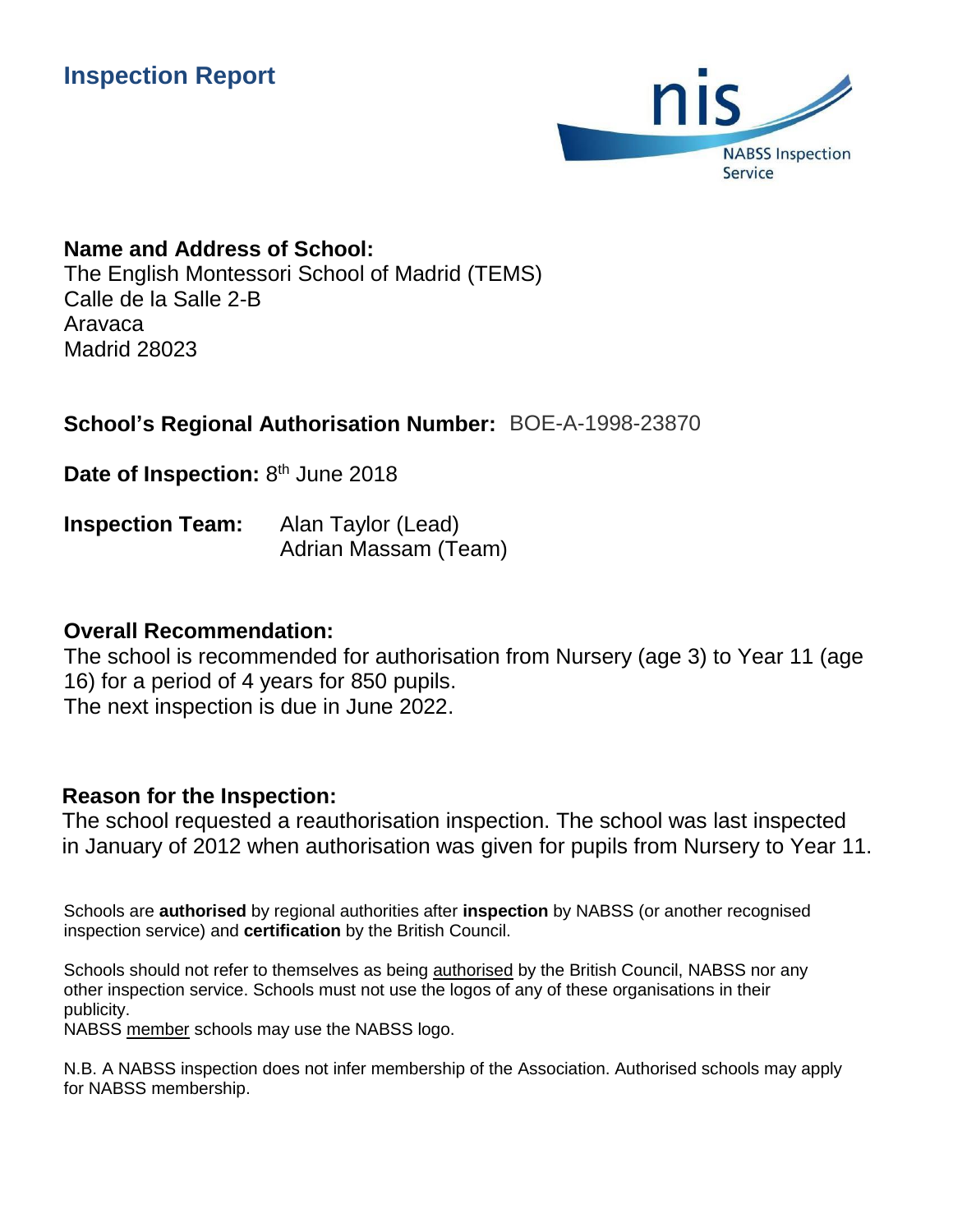# Inspection Report

nis
NABSS Inspection Service

**Name and Address of School:**
The English Montessori School of Madrid (TEMS)
Calle de la Salle 2-B
Aravaca
Madrid 28023

**School's Regional Authorisation Number:** BOE-A-1998-23870

**Date of Inspection:** 8th June 2018

**Inspection Team:** Alan Taylor (Lead)
Adrian Massam (Team)

**Overall Recommendation:**
The school is recommended for authorisation from Nursery (age 3) to Year 11 (age 16) for a period of 4 years for 850 pupils.
The next inspection is due in June 2022.

**Reason for the Inspection:**
The school requested a reauthorisation inspection. The school was last inspected in January of 2012 when authorisation was given for pupils from Nursery to Year 11.

Schools are **authorised** by regional authorities after **inspection** by NABSS (or another recognised inspection service) and **certification** by the British Council.

Schools should not refer to themselves as being authorised by the British Council, NABSS nor any other inspection service. Schools must not use the logos of any of these organisations in their publicity.
NABSS member schools may use the NABSS logo.

N.B. A NABSS inspection does not infer membership of the Association. Authorised schools may apply for NABSS membership.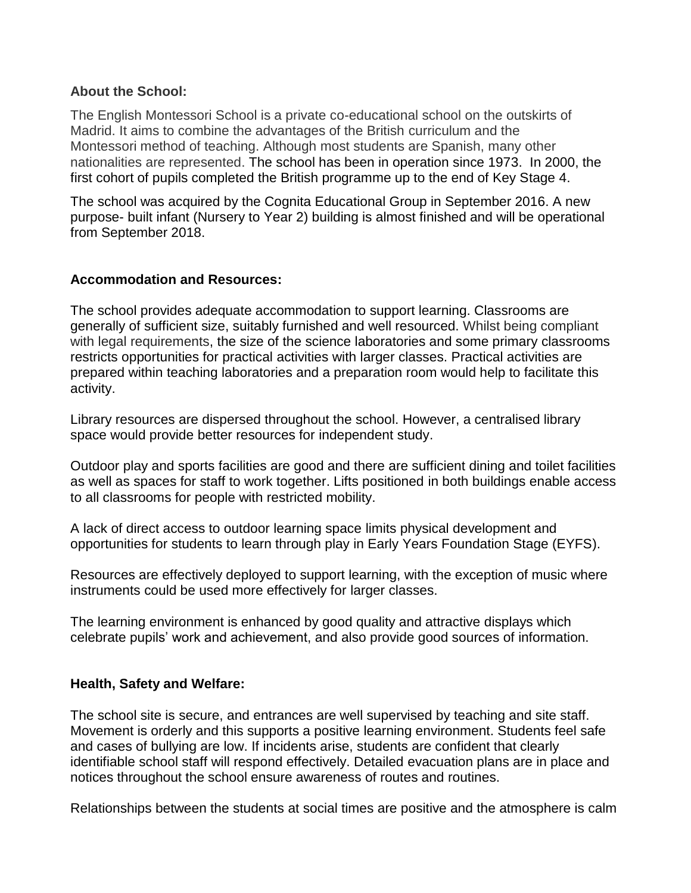**About the School:**

The English Montessori School is a private co-educational school on the outskirts of Madrid. It aims to combine the advantages of the British curriculum and the Montessori method of teaching. Although most students are Spanish, many other nationalities are represented. The school has been in operation since 1973. In 2000, the first cohort of pupils completed the British programme up to the end of Key Stage 4.

The school was acquired by the Cognita Educational Group in September 2016. A new purpose- built infant (Nursery to Year 2) building is almost finished and will be operational from September 2018.

**Accommodation and Resources:**

The school provides adequate accommodation to support learning. Classrooms are generally of sufficient size, suitably furnished and well resourced. Whilst being compliant with legal requirements, the size of the science laboratories and some primary classrooms restricts opportunities for practical activities with larger classes. Practical activities are prepared within teaching laboratories and a preparation room would help to facilitate this activity.

Library resources are dispersed throughout the school. However, a centralised library space would provide better resources for independent study.

Outdoor play and sports facilities are good and there are sufficient dining and toilet facilities as well as spaces for staff to work together. Lifts positioned in both buildings enable access to all classrooms for people with restricted mobility.

A lack of direct access to outdoor learning space limits physical development and opportunities for students to learn through play in Early Years Foundation Stage (EYFS).

Resources are effectively deployed to support learning, with the exception of music where instruments could be used more effectively for larger classes.

The learning environment is enhanced by good quality and attractive displays which celebrate pupils' work and achievement, and also provide good sources of information.

**Health, Safety and Welfare:**

The school site is secure, and entrances are well supervised by teaching and site staff. Movement is orderly and this supports a positive learning environment. Students feel safe and cases of bullying are low. If incidents arise, students are confident that clearly identifiable school staff will respond effectively. Detailed evacuation plans are in place and notices throughout the school ensure awareness of routes and routines.

Relationships between the students at social times are positive and the atmosphere is calm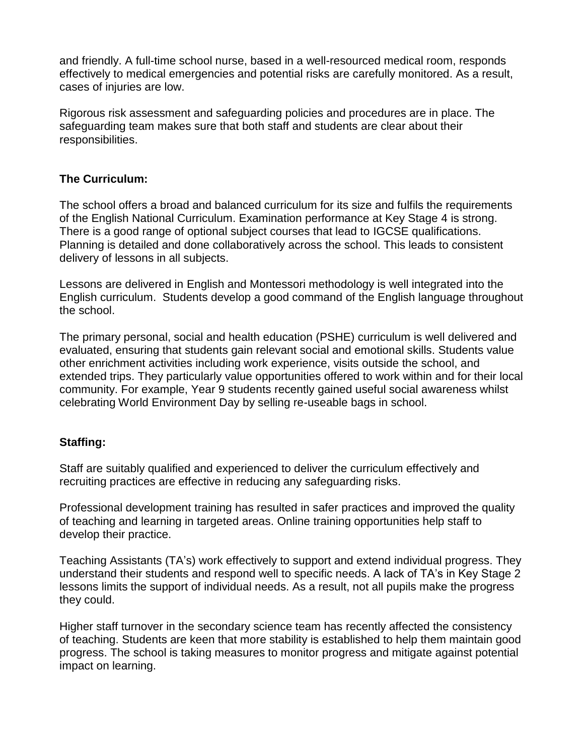and friendly. A full-time school nurse, based in a well-resourced medical room, responds effectively to medical emergencies and potential risks are carefully monitored. As a result, cases of injuries are low.

Rigorous risk assessment and safeguarding policies and procedures are in place. The safeguarding team makes sure that both staff and students are clear about their responsibilities.

**The Curriculum:**

The school offers a broad and balanced curriculum for its size and fulfils the requirements of the English National Curriculum. Examination performance at Key Stage 4 is strong. There is a good range of optional subject courses that lead to IGCSE qualifications. Planning is detailed and done collaboratively across the school. This leads to consistent delivery of lessons in all subjects.

Lessons are delivered in English and Montessori methodology is well integrated into the English curriculum. Students develop a good command of the English language throughout the school.

The primary personal, social and health education (PSHE) curriculum is well delivered and evaluated, ensuring that students gain relevant social and emotional skills. Students value other enrichment activities including work experience, visits outside the school, and extended trips. They particularly value opportunities offered to work within and for their local community. For example, Year 9 students recently gained useful social awareness whilst celebrating World Environment Day by selling re-useable bags in school.

**Staffing:**

Staff are suitably qualified and experienced to deliver the curriculum effectively and recruiting practices are effective in reducing any safeguarding risks.

Professional development training has resulted in safer practices and improved the quality of teaching and learning in targeted areas. Online training opportunities help staff to develop their practice.

Teaching Assistants (TA's) work effectively to support and extend individual progress. They understand their students and respond well to specific needs. A lack of TA's in Key Stage 2 lessons limits the support of individual needs. As a result, not all pupils make the progress they could.

Higher staff turnover in the secondary science team has recently affected the consistency of teaching. Students are keen that more stability is established to help them maintain good progress. The school is taking measures to monitor progress and mitigate against potential impact on learning.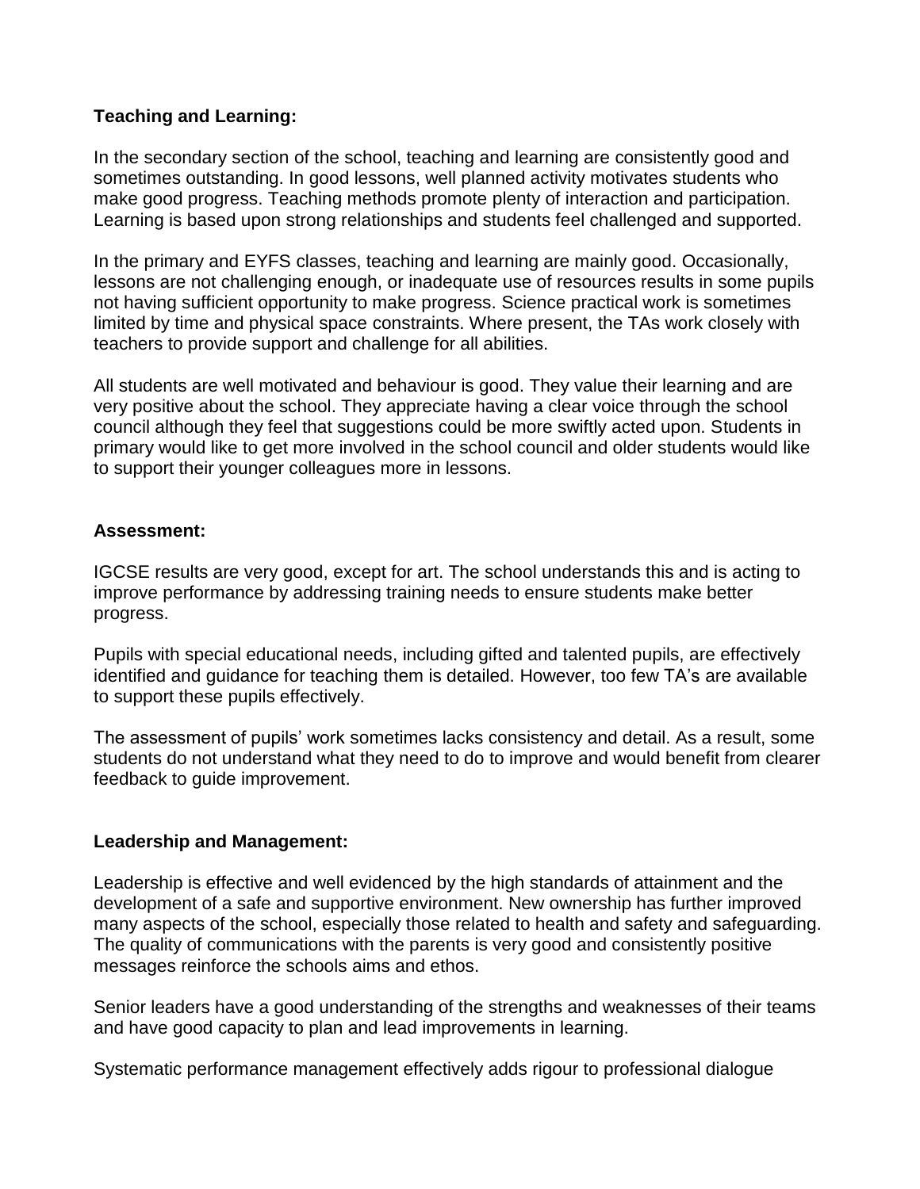**Teaching and Learning:**

In the secondary section of the school, teaching and learning are consistently good and sometimes outstanding. In good lessons, well planned activity motivates students who make good progress. Teaching methods promote plenty of interaction and participation. Learning is based upon strong relationships and students feel challenged and supported.

In the primary and EYFS classes, teaching and learning are mainly good. Occasionally, lessons are not challenging enough, or inadequate use of resources results in some pupils not having sufficient opportunity to make progress. Science practical work is sometimes limited by time and physical space constraints. Where present, the TAs work closely with teachers to provide support and challenge for all abilities.

All students are well motivated and behaviour is good. They value their learning and are very positive about the school. They appreciate having a clear voice through the school council although they feel that suggestions could be more swiftly acted upon. Students in primary would like to get more involved in the school council and older students would like to support their younger colleagues more in lessons.

**Assessment:**

IGCSE results are very good, except for art. The school understands this and is acting to improve performance by addressing training needs to ensure students make better progress.

Pupils with special educational needs, including gifted and talented pupils, are effectively identified and guidance for teaching them is detailed. However, too few TA's are available to support these pupils effectively.

The assessment of pupils' work sometimes lacks consistency and detail. As a result, some students do not understand what they need to do to improve and would benefit from clearer feedback to guide improvement.

**Leadership and Management:**

Leadership is effective and well evidenced by the high standards of attainment and the development of a safe and supportive environment. New ownership has further improved many aspects of the school, especially those related to health and safety and safeguarding. The quality of communications with the parents is very good and consistently positive messages reinforce the schools aims and ethos.

Senior leaders have a good understanding of the strengths and weaknesses of their teams and have good capacity to plan and lead improvements in learning.

Systematic performance management effectively adds rigour to professional dialogue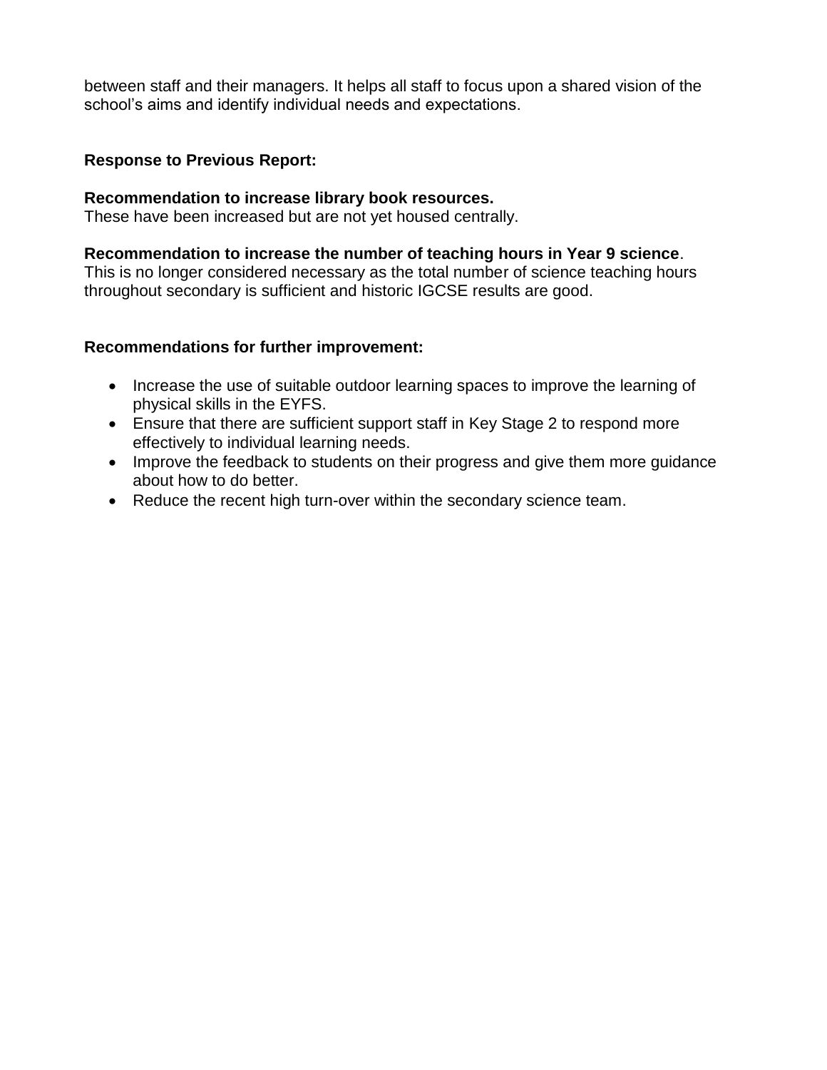between staff and their managers. It helps all staff to focus upon a shared vision of the school's aims and identify individual needs and expectations.

**Response to Previous Report:**

**Recommendation to increase library book resources.**
These have been increased but are not yet housed centrally.

**Recommendation to increase the number of teaching hours in Year 9 science**.
This is no longer considered necessary as the total number of science teaching hours throughout secondary is sufficient and historic IGCSE results are good.

**Recommendations for further improvement:**

- Increase the use of suitable outdoor learning spaces to improve the learning of physical skills in the EYFS.
- Ensure that there are sufficient support staff in Key Stage 2 to respond more effectively to individual learning needs.
- Improve the feedback to students on their progress and give them more guidance about how to do better.
- Reduce the recent high turn-over within the secondary science team.